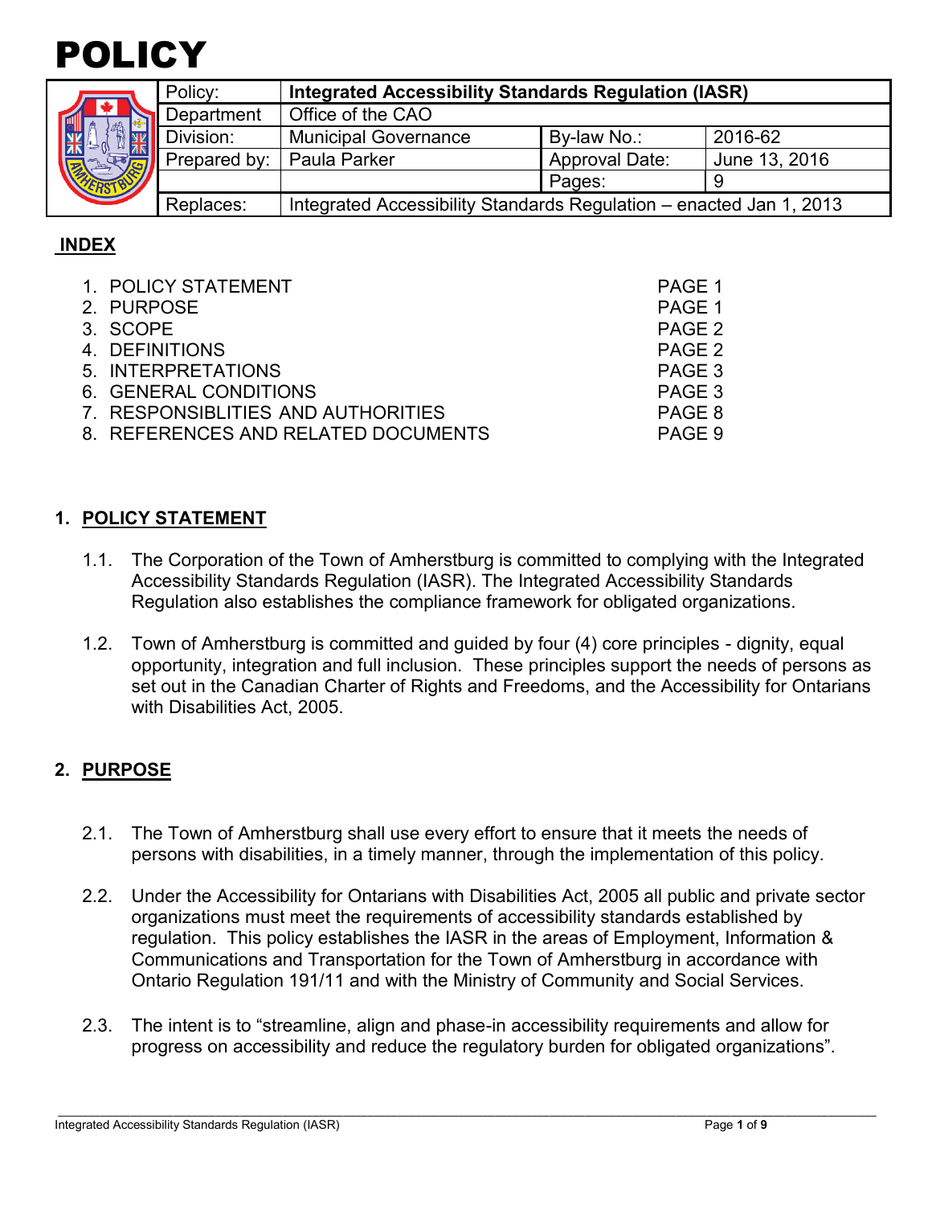# POLICY

| Policy: | **Integrated Accessibility Standards Regulation (IASR)** | | |
|---|---|---|---|
| Department | Office of the CAO | | |
| Division: | Municipal Governance | By-law No.: | 2016-62 |
| Prepared by: | Paula Parker | Approval Date: | June 13, 2016 |
| | | Pages: | 9 |
| Replaces: | Integrated Accessibility Standards Regulation – enacted Jan 1, 2013 | | |

## INDEX

| | |
|---|---|
| 1. POLICY STATEMENT | PAGE 1 |
| 2. PURPOSE | PAGE 1 |
| 3. SCOPE | PAGE 2 |
| 4. DEFINITIONS | PAGE 2 |
| 5. INTERPRETATIONS | PAGE 3 |
| 6. GENERAL CONDITIONS | PAGE 3 |
| 7. RESPONSIBLITIES AND AUTHORITIES | PAGE 8 |
| 8. REFERENCES AND RELATED DOCUMENTS | PAGE 9 |

## 1. POLICY STATEMENT

1.1. The Corporation of the Town of Amherstburg is committed to complying with the Integrated Accessibility Standards Regulation (IASR). The Integrated Accessibility Standards Regulation also establishes the compliance framework for obligated organizations.

1.2. Town of Amherstburg is committed and guided by four (4) core principles - dignity, equal opportunity, integration and full inclusion. These principles support the needs of persons as set out in the Canadian Charter of Rights and Freedoms, and the Accessibility for Ontarians with Disabilities Act, 2005.

## 2. PURPOSE

2.1. The Town of Amherstburg shall use every effort to ensure that it meets the needs of persons with disabilities, in a timely manner, through the implementation of this policy.

2.2. Under the Accessibility for Ontarians with Disabilities Act, 2005 all public and private sector organizations must meet the requirements of accessibility standards established by regulation. This policy establishes the IASR in the areas of Employment, Information & Communications and Transportation for the Town of Amherstburg in accordance with Ontario Regulation 191/11 and with the Ministry of Community and Social Services.

2.3. The intent is to "streamline, align and phase-in accessibility requirements and allow for progress on accessibility and reduce the regulatory burden for obligated organizations".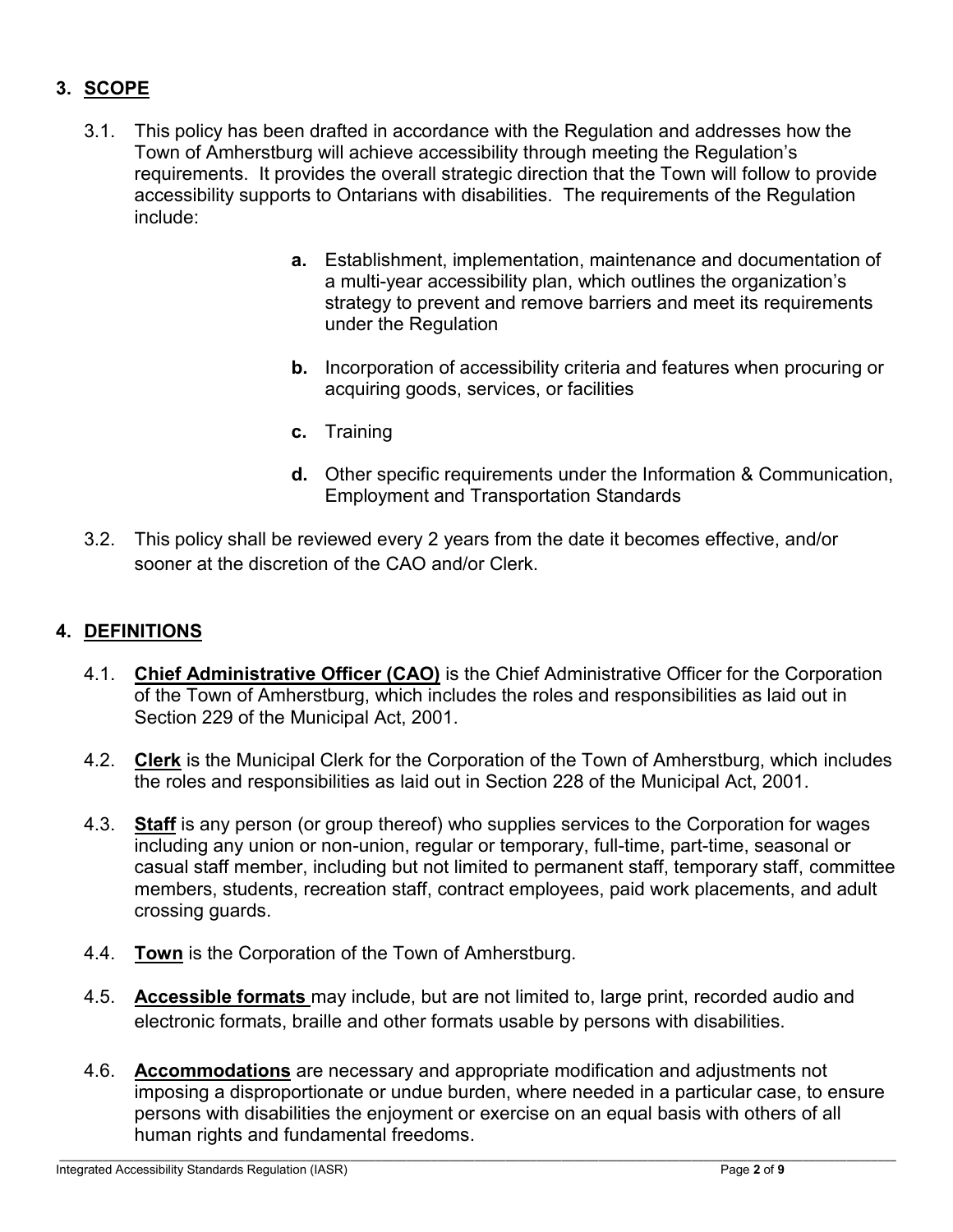## 3. SCOPE

3.1. This policy has been drafted in accordance with the Regulation and addresses how the Town of Amherstburg will achieve accessibility through meeting the Regulation's requirements. It provides the overall strategic direction that the Town will follow to provide accessibility supports to Ontarians with disabilities. The requirements of the Regulation include:

- **a.** Establishment, implementation, maintenance and documentation of a multi-year accessibility plan, which outlines the organization's strategy to prevent and remove barriers and meet its requirements under the Regulation
- **b.** Incorporation of accessibility criteria and features when procuring or acquiring goods, services, or facilities
- **c.** Training
- **d.** Other specific requirements under the Information & Communication, Employment and Transportation Standards

3.2. This policy shall be reviewed every 2 years from the date it becomes effective, and/or sooner at the discretion of the CAO and/or Clerk.

## 4. DEFINITIONS

4.1. **Chief Administrative Officer (CAO)** is the Chief Administrative Officer for the Corporation of the Town of Amherstburg, which includes the roles and responsibilities as laid out in Section 229 of the Municipal Act, 2001.

4.2. **Clerk** is the Municipal Clerk for the Corporation of the Town of Amherstburg, which includes the roles and responsibilities as laid out in Section 228 of the Municipal Act, 2001.

4.3. **Staff** is any person (or group thereof) who supplies services to the Corporation for wages including any union or non-union, regular or temporary, full-time, part-time, seasonal or casual staff member, including but not limited to permanent staff, temporary staff, committee members, students, recreation staff, contract employees, paid work placements, and adult crossing guards.

4.4. **Town** is the Corporation of the Town of Amherstburg.

4.5. **Accessible formats** may include, but are not limited to, large print, recorded audio and electronic formats, braille and other formats usable by persons with disabilities.

4.6. **Accommodations** are necessary and appropriate modification and adjustments not imposing a disproportionate or undue burden, where needed in a particular case, to ensure persons with disabilities the enjoyment or exercise on an equal basis with others of all human rights and fundamental freedoms.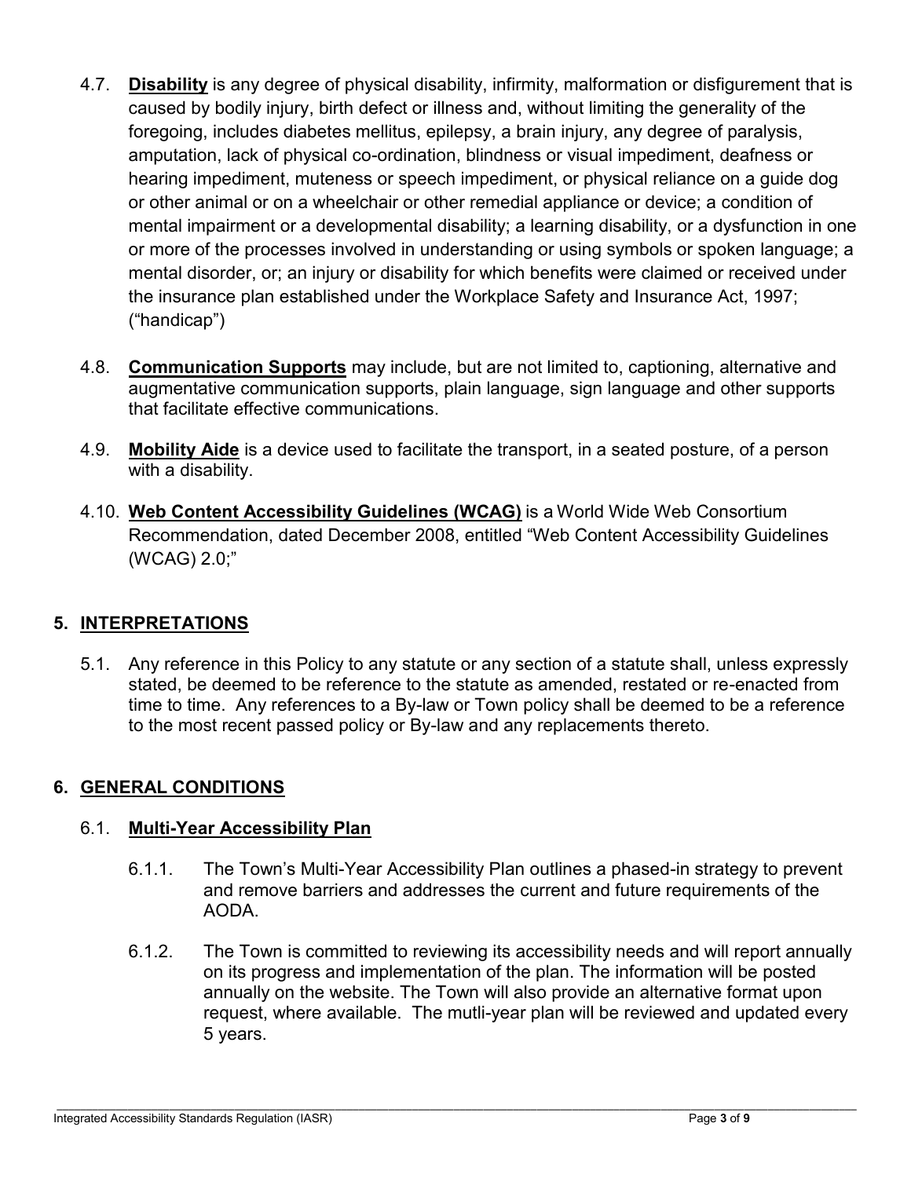4.7. **Disability** is any degree of physical disability, infirmity, malformation or disfigurement that is caused by bodily injury, birth defect or illness and, without limiting the generality of the foregoing, includes diabetes mellitus, epilepsy, a brain injury, any degree of paralysis, amputation, lack of physical co-ordination, blindness or visual impediment, deafness or hearing impediment, muteness or speech impediment, or physical reliance on a guide dog or other animal or on a wheelchair or other remedial appliance or device; a condition of mental impairment or a developmental disability; a learning disability, or a dysfunction in one or more of the processes involved in understanding or using symbols or spoken language; a mental disorder, or; an injury or disability for which benefits were claimed or received under the insurance plan established under the Workplace Safety and Insurance Act, 1997; ("handicap")

4.8. **Communication Supports** may include, but are not limited to, captioning, alternative and augmentative communication supports, plain language, sign language and other supports that facilitate effective communications.

4.9. **Mobility Aide** is a device used to facilitate the transport, in a seated posture, of a person with a disability.

4.10. **Web Content Accessibility Guidelines (WCAG)** is a World Wide Web Consortium Recommendation, dated December 2008, entitled "Web Content Accessibility Guidelines (WCAG) 2.0;"

## 5. INTERPRETATIONS

5.1. Any reference in this Policy to any statute or any section of a statute shall, unless expressly stated, be deemed to be reference to the statute as amended, restated or re-enacted from time to time. Any references to a By-law or Town policy shall be deemed to be a reference to the most recent passed policy or By-law and any replacements thereto.

## 6. GENERAL CONDITIONS

### 6.1. Multi-Year Accessibility Plan

6.1.1. The Town's Multi-Year Accessibility Plan outlines a phased-in strategy to prevent and remove barriers and addresses the current and future requirements of the AODA.

6.1.2. The Town is committed to reviewing its accessibility needs and will report annually on its progress and implementation of the plan. The information will be posted annually on the website. The Town will also provide an alternative format upon request, where available. The mutli-year plan will be reviewed and updated every 5 years.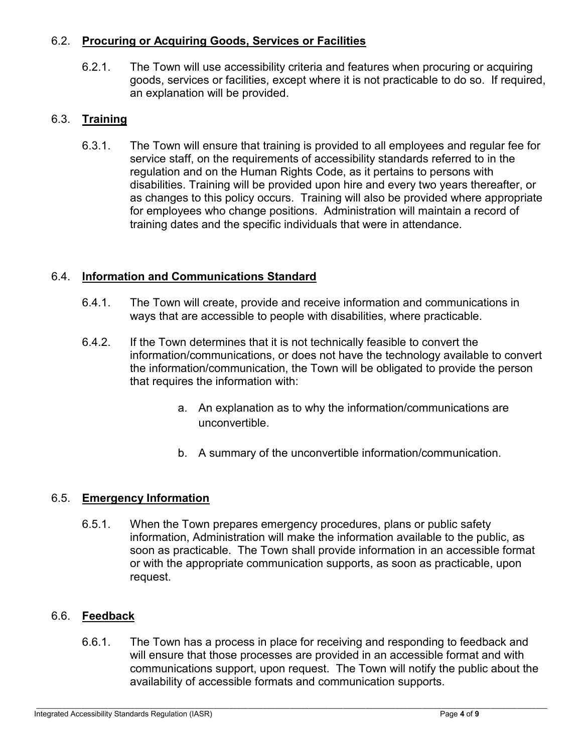### 6.2. **Procuring or Acquiring Goods, Services or Facilities**

6.2.1. The Town will use accessibility criteria and features when procuring or acquiring goods, services or facilities, except where it is not practicable to do so. If required, an explanation will be provided.

### 6.3. **Training**

6.3.1. The Town will ensure that training is provided to all employees and regular fee for service staff, on the requirements of accessibility standards referred to in the regulation and on the Human Rights Code, as it pertains to persons with disabilities. Training will be provided upon hire and every two years thereafter, or as changes to this policy occurs. Training will also be provided where appropriate for employees who change positions. Administration will maintain a record of training dates and the specific individuals that were in attendance.

### 6.4. **Information and Communications Standard**

6.4.1. The Town will create, provide and receive information and communications in ways that are accessible to people with disabilities, where practicable.

6.4.2. If the Town determines that it is not technically feasible to convert the information/communications, or does not have the technology available to convert the information/communication, the Town will be obligated to provide the person that requires the information with:

a. An explanation as to why the information/communications are unconvertible.

b. A summary of the unconvertible information/communication.

### 6.5. **Emergency Information**

6.5.1. When the Town prepares emergency procedures, plans or public safety information, Administration will make the information available to the public, as soon as practicable. The Town shall provide information in an accessible format or with the appropriate communication supports, as soon as practicable, upon request.

### 6.6. **Feedback**

6.6.1. The Town has a process in place for receiving and responding to feedback and will ensure that those processes are provided in an accessible format and with communications support, upon request. The Town will notify the public about the availability of accessible formats and communication supports.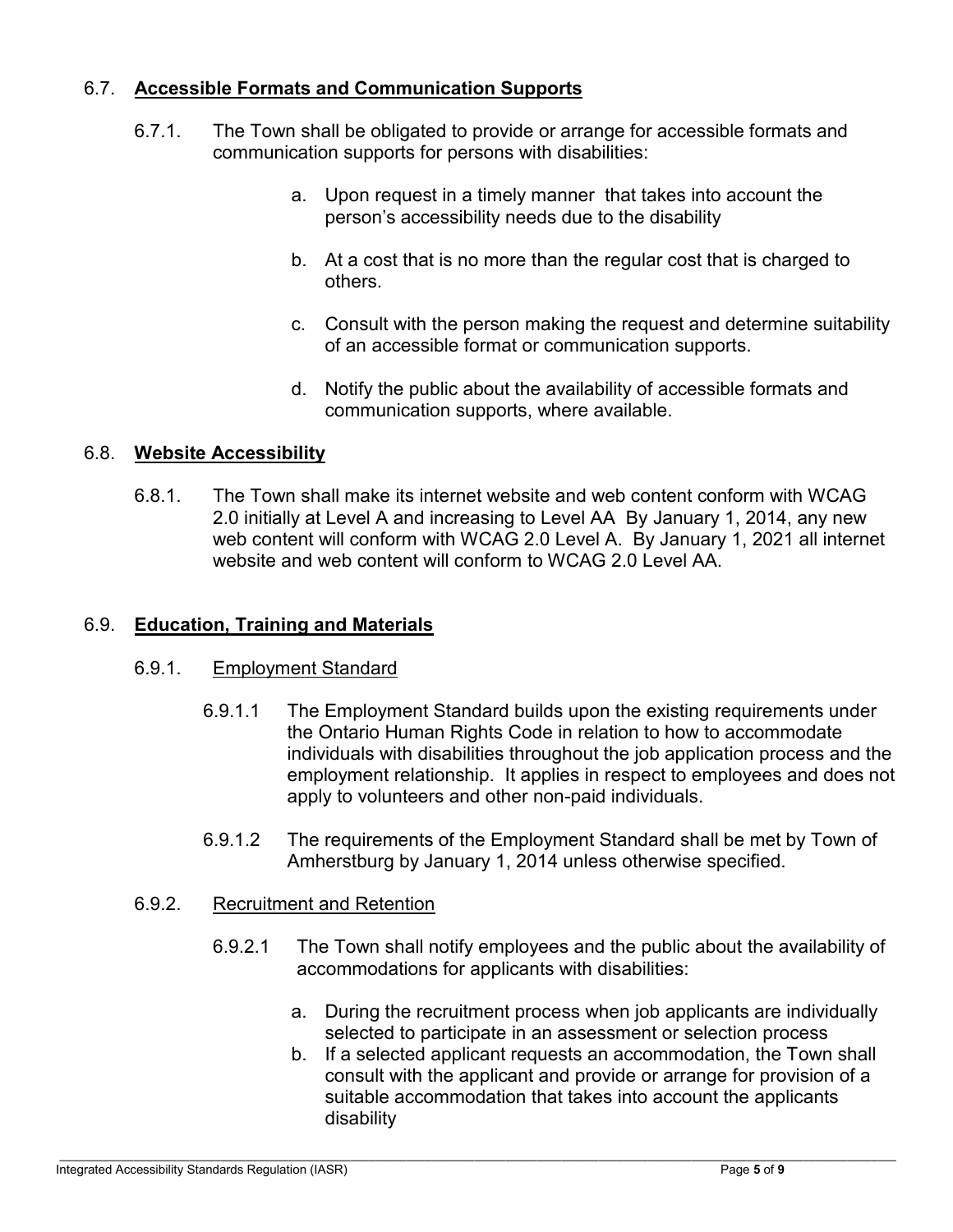## 6.7. **Accessible Formats and Communication Supports**

6.7.1. The Town shall be obligated to provide or arrange for accessible formats and communication supports for persons with disabilities:

a. Upon request in a timely manner that takes into account the person's accessibility needs due to the disability

b. At a cost that is no more than the regular cost that is charged to others.

c. Consult with the person making the request and determine suitability of an accessible format or communication supports.

d. Notify the public about the availability of accessible formats and communication supports, where available.

## 6.8. **Website Accessibility**

6.8.1. The Town shall make its internet website and web content conform with WCAG 2.0 initially at Level A and increasing to Level AA By January 1, 2014, any new web content will conform with WCAG 2.0 Level A. By January 1, 2021 all internet website and web content will conform to WCAG 2.0 Level AA.

## 6.9. **Education, Training and Materials**

### 6.9.1. Employment Standard

6.9.1.1 The Employment Standard builds upon the existing requirements under the Ontario Human Rights Code in relation to how to accommodate individuals with disabilities throughout the job application process and the employment relationship. It applies in respect to employees and does not apply to volunteers and other non-paid individuals.

6.9.1.2 The requirements of the Employment Standard shall be met by Town of Amherstburg by January 1, 2014 unless otherwise specified.

### 6.9.2. Recruitment and Retention

6.9.2.1 The Town shall notify employees and the public about the availability of accommodations for applicants with disabilities:

a. During the recruitment process when job applicants are individually selected to participate in an assessment or selection process
b. If a selected applicant requests an accommodation, the Town shall consult with the applicant and provide or arrange for provision of a suitable accommodation that takes into account the applicants disability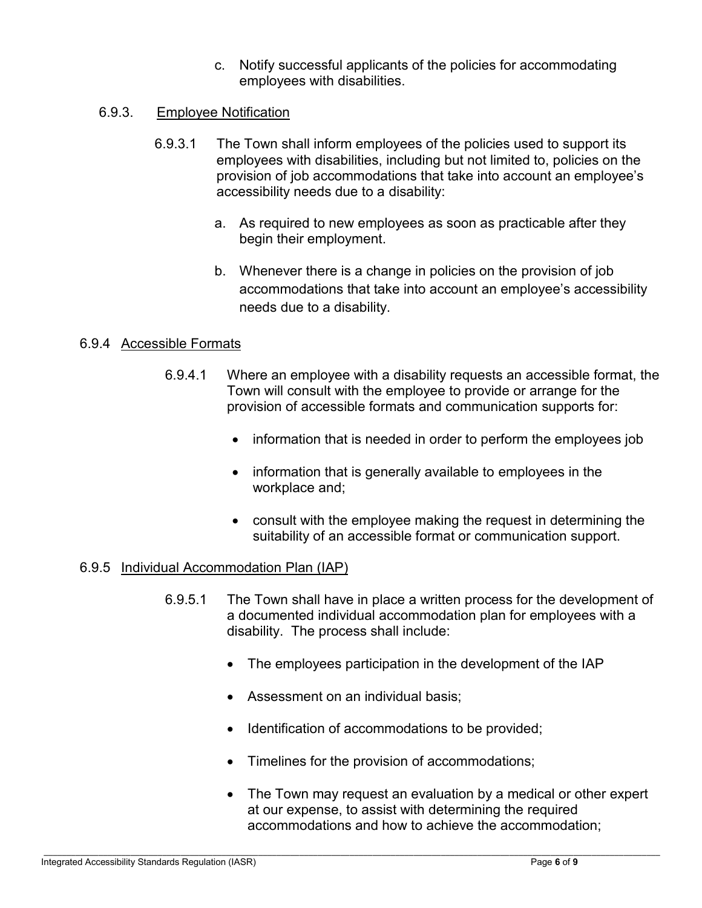c. Notify successful applicants of the policies for accommodating employees with disabilities.

### 6.9.3. Employee Notification

6.9.3.1 The Town shall inform employees of the policies used to support its employees with disabilities, including but not limited to, policies on the provision of job accommodations that take into account an employee's accessibility needs due to a disability:

a. As required to new employees as soon as practicable after they begin their employment.

b. Whenever there is a change in policies on the provision of job accommodations that take into account an employee's accessibility needs due to a disability.

### 6.9.4 Accessible Formats

6.9.4.1 Where an employee with a disability requests an accessible format, the Town will consult with the employee to provide or arrange for the provision of accessible formats and communication supports for:

- information that is needed in order to perform the employees job
- information that is generally available to employees in the workplace and;
- consult with the employee making the request in determining the suitability of an accessible format or communication support.

### 6.9.5 Individual Accommodation Plan (IAP)

6.9.5.1 The Town shall have in place a written process for the development of a documented individual accommodation plan for employees with a disability. The process shall include:

- The employees participation in the development of the IAP
- Assessment on an individual basis;
- Identification of accommodations to be provided;
- Timelines for the provision of accommodations;
- The Town may request an evaluation by a medical or other expert at our expense, to assist with determining the required accommodations and how to achieve the accommodation;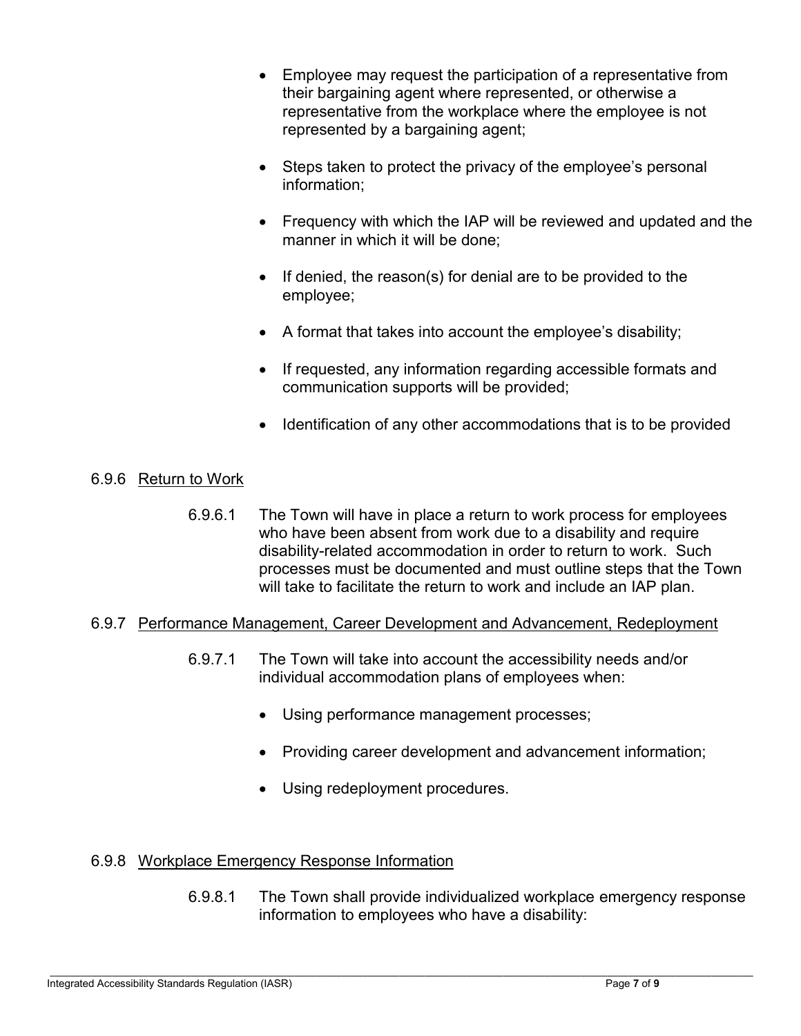- Employee may request the participation of a representative from their bargaining agent where represented, or otherwise a representative from the workplace where the employee is not represented by a bargaining agent;
- Steps taken to protect the privacy of the employee's personal information;
- Frequency with which the IAP will be reviewed and updated and the manner in which it will be done;
- If denied, the reason(s) for denial are to be provided to the employee;
- A format that takes into account the employee's disability;
- If requested, any information regarding accessible formats and communication supports will be provided;
- Identification of any other accommodations that is to be provided

### 6.9.6 Return to Work

6.9.6.1 The Town will have in place a return to work process for employees who have been absent from work due to a disability and require disability-related accommodation in order to return to work. Such processes must be documented and must outline steps that the Town will take to facilitate the return to work and include an IAP plan.

### 6.9.7 Performance Management, Career Development and Advancement, Redeployment

6.9.7.1 The Town will take into account the accessibility needs and/or individual accommodation plans of employees when:

- Using performance management processes;
- Providing career development and advancement information;
- Using redeployment procedures.

### 6.9.8 Workplace Emergency Response Information

6.9.8.1 The Town shall provide individualized workplace emergency response information to employees who have a disability: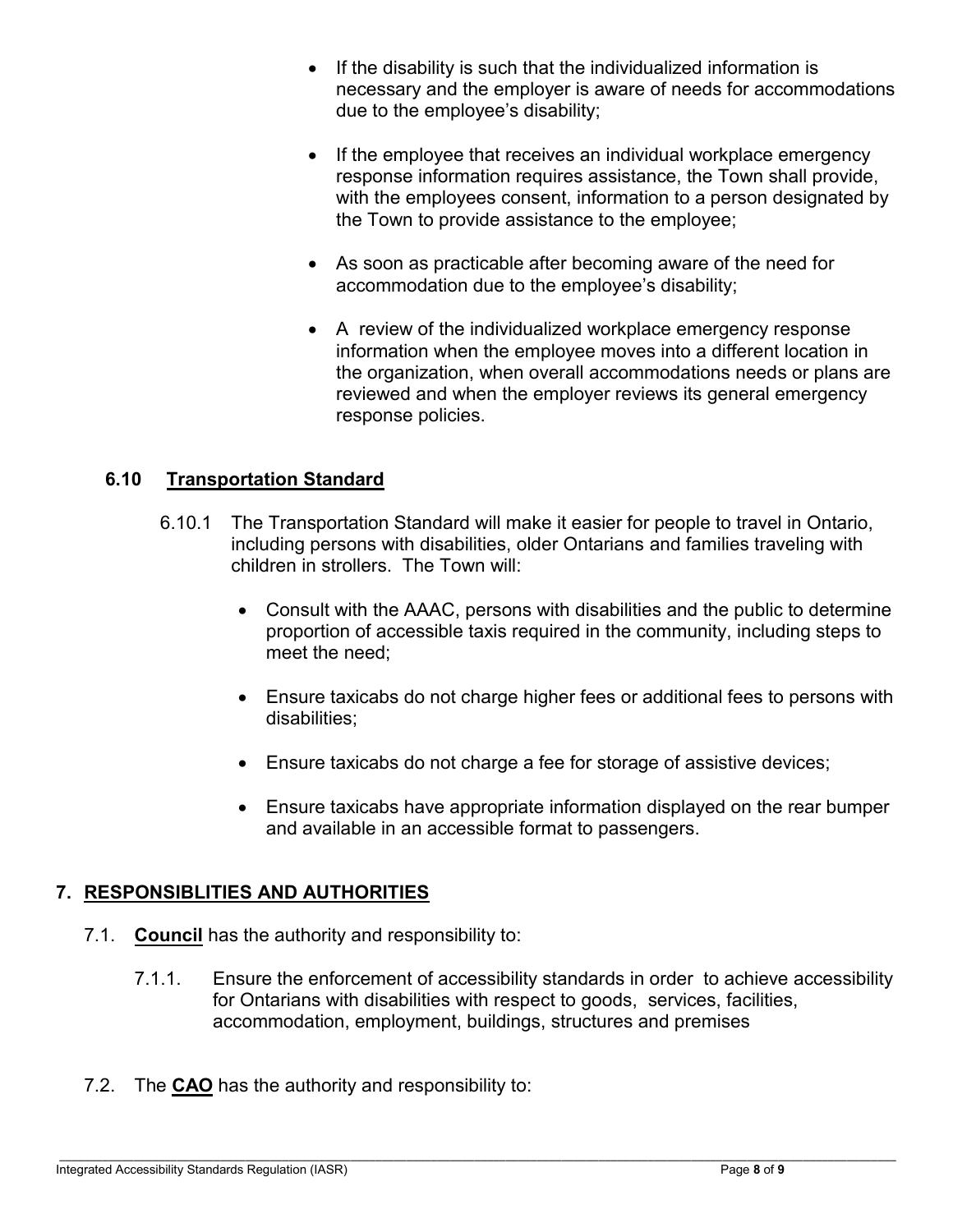- If the disability is such that the individualized information is necessary and the employer is aware of needs for accommodations due to the employee's disability;

- If the employee that receives an individual workplace emergency response information requires assistance, the Town shall provide, with the employees consent, information to a person designated by the Town to provide assistance to the employee;

- As soon as practicable after becoming aware of the need for accommodation due to the employee's disability;

- A review of the individualized workplace emergency response information when the employee moves into a different location in the organization, when overall accommodations needs or plans are reviewed and when the employer reviews its general emergency response policies.

### 6.10 Transportation Standard

6.10.1 The Transportation Standard will make it easier for people to travel in Ontario, including persons with disabilities, older Ontarians and families traveling with children in strollers. The Town will:

- Consult with the AAAC, persons with disabilities and the public to determine proportion of accessible taxis required in the community, including steps to meet the need;

- Ensure taxicabs do not charge higher fees or additional fees to persons with disabilities;

- Ensure taxicabs do not charge a fee for storage of assistive devices;

- Ensure taxicabs have appropriate information displayed on the rear bumper and available in an accessible format to passengers.

## 7. RESPONSIBLITIES AND AUTHORITIES

7.1. **Council** has the authority and responsibility to:

7.1.1. Ensure the enforcement of accessibility standards in order to achieve accessibility for Ontarians with disabilities with respect to goods, services, facilities, accommodation, employment, buildings, structures and premises

7.2. The **CAO** has the authority and responsibility to: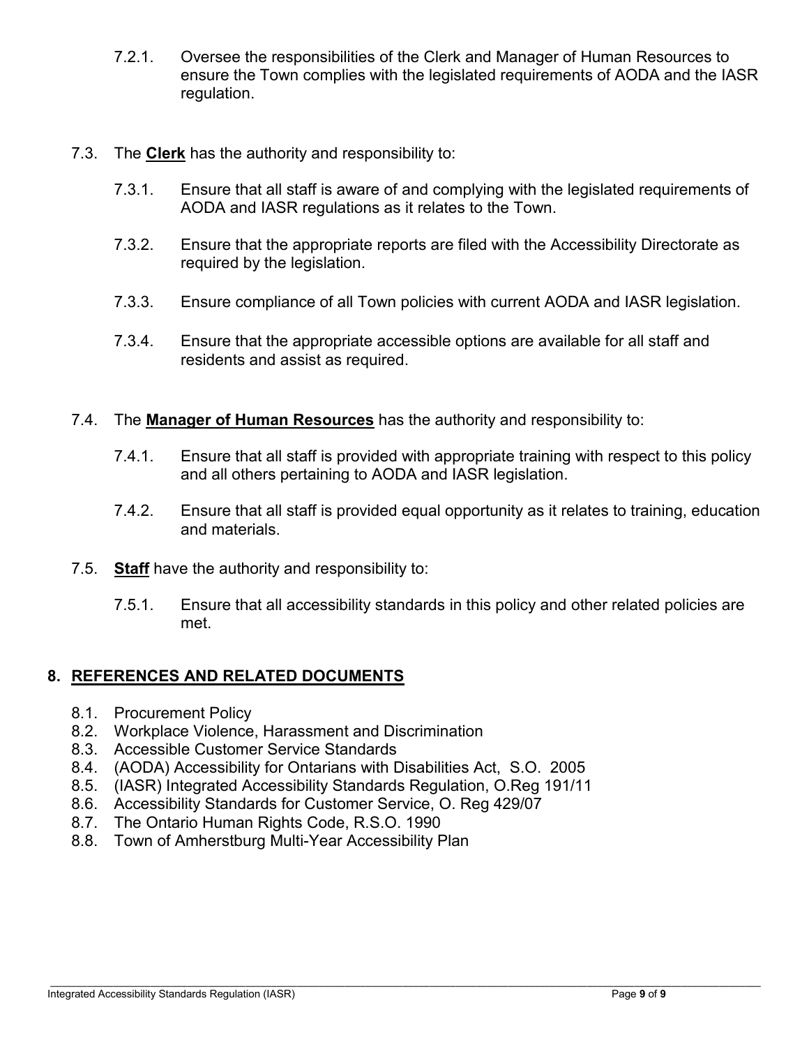7.2.1. Oversee the responsibilities of the Clerk and Manager of Human Resources to ensure the Town complies with the legislated requirements of AODA and the IASR regulation.

7.3. The **Clerk** has the authority and responsibility to:

7.3.1. Ensure that all staff is aware of and complying with the legislated requirements of AODA and IASR regulations as it relates to the Town.

7.3.2. Ensure that the appropriate reports are filed with the Accessibility Directorate as required by the legislation.

7.3.3. Ensure compliance of all Town policies with current AODA and IASR legislation.

7.3.4. Ensure that the appropriate accessible options are available for all staff and residents and assist as required.

7.4. The **Manager of Human Resources** has the authority and responsibility to:

7.4.1. Ensure that all staff is provided with appropriate training with respect to this policy and all others pertaining to AODA and IASR legislation.

7.4.2. Ensure that all staff is provided equal opportunity as it relates to training, education and materials.

7.5. **Staff** have the authority and responsibility to:

7.5.1. Ensure that all accessibility standards in this policy and other related policies are met.

## 8. REFERENCES AND RELATED DOCUMENTS

8.1. Procurement Policy
8.2. Workplace Violence, Harassment and Discrimination
8.3. Accessible Customer Service Standards
8.4. (AODA) Accessibility for Ontarians with Disabilities Act, S.O. 2005
8.5. (IASR) Integrated Accessibility Standards Regulation, O.Reg 191/11
8.6. Accessibility Standards for Customer Service, O. Reg 429/07
8.7. The Ontario Human Rights Code, R.S.O. 1990
8.8. Town of Amherstburg Multi-Year Accessibility Plan